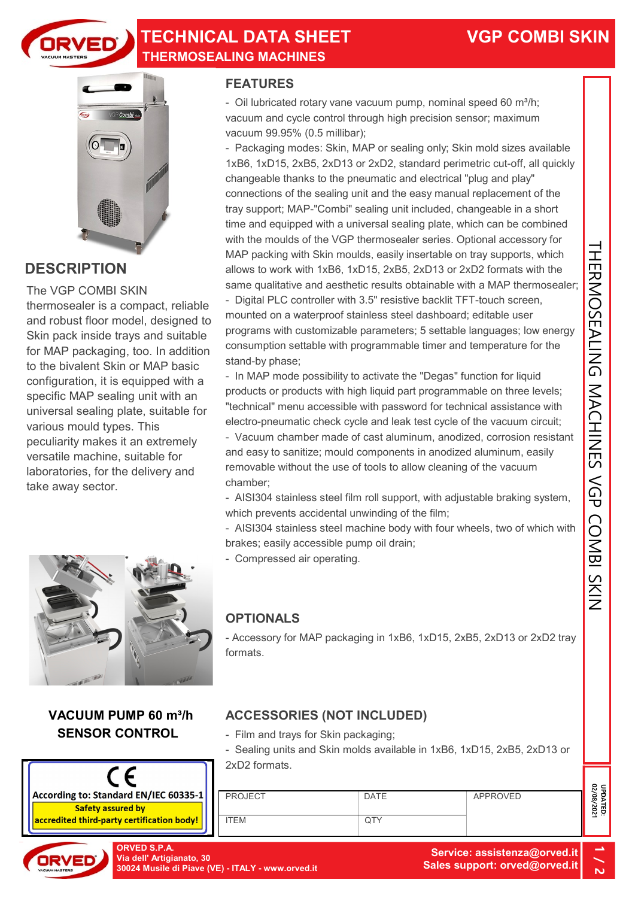# TECHNICAL DATA SHEET

## THERMOSEALING MACHINES

# VGP COMBI SKIN

## DESCRIPTION

The VGP COMBI SKIN thermosealer is a compact, reliable and robust floor model, designed to Skin pack inside trays and suitable for MAP packaging, too. In addition to the bivalent Skin or MAP basic configuration, it is equipped with a specific MAP sealing unit with an universal sealing plate, suitable for various mould types. This peculiarity makes it an extremely versatile machine, suitable for laboratories, for the delivery and take away sector.

**VACUUM PUMP 60 m³/h**
**SENSOR CONTROL**

CE
**According to: Standard EN/IEC 60335-1**
**Safety assured by accredited third-party certification body!**

## FEATURES

- Oil lubricated rotary vane vacuum pump, nominal speed 60 m³/h; vacuum and cycle control through high precision sensor; maximum vacuum 99.95% (0.5 millibar);
- Packaging modes: Skin, MAP or sealing only; Skin mold sizes available 1xB6, 1xD15, 2xB5, 2xD13 or 2xD2, standard perimetric cut-off, all quickly changeable thanks to the pneumatic and electrical "plug and play" connections of the sealing unit and the easy manual replacement of the tray support; MAP-"Combi" sealing unit included, changeable in a short time and equipped with a universal sealing plate, which can be combined with the moulds of the VGP thermosealer series. Optional accessory for MAP packing with Skin moulds, easily insertable on tray supports, which allows to work with 1xB6, 1xD15, 2xB5, 2xD13 or 2xD2 formats with the same qualitative and aesthetic results obtainable with a MAP thermosealer;
- Digital PLC controller with 3.5" resistive backlit TFT-touch screen, mounted on a waterproof stainless steel dashboard; editable user programs with customizable parameters; 5 settable languages; low energy consumption settable with programmable timer and temperature for the stand-by phase;
- In MAP mode possibility to activate the "Degas" function for liquid products or products with high liquid part programmable on three levels; "technical" menu accessible with password for technical assistance with electro-pneumatic check cycle and leak test cycle of the vacuum circuit;
- Vacuum chamber made of cast aluminum, anodized, corrosion resistant and easy to sanitize; mould components in anodized aluminum, easily removable without the use of tools to allow cleaning of the vacuum chamber;
- AISI304 stainless steel film roll support, with adjustable braking system, which prevents accidental unwinding of the film;
- AISI304 stainless steel machine body with four wheels, two of which with brakes; easily accessible pump oil drain;
- Compressed air operating.

## OPTIONALS

- Accessory for MAP packaging in 1xB6, 1xD15, 2xB5, 2xD13 or 2xD2 tray formats.

## ACCESSORIES (NOT INCLUDED)

- Film and trays for Skin packaging;
- Sealing units and Skin molds available in 1xB6, 1xD15, 2xB5, 2xD13 or 2xD2 formats.

| PROJECT | DATE | APPROVED |
|---|---|---|
| ITEM | QTY | |

UPDATED: 02/08/2021

ORVED S.P.A.
Via dell' Artigianato, 30
30024 Musile di Piave (VE) - ITALY - www.orved.it

Service: assistenza@orved.it
Sales support: orved@orved.it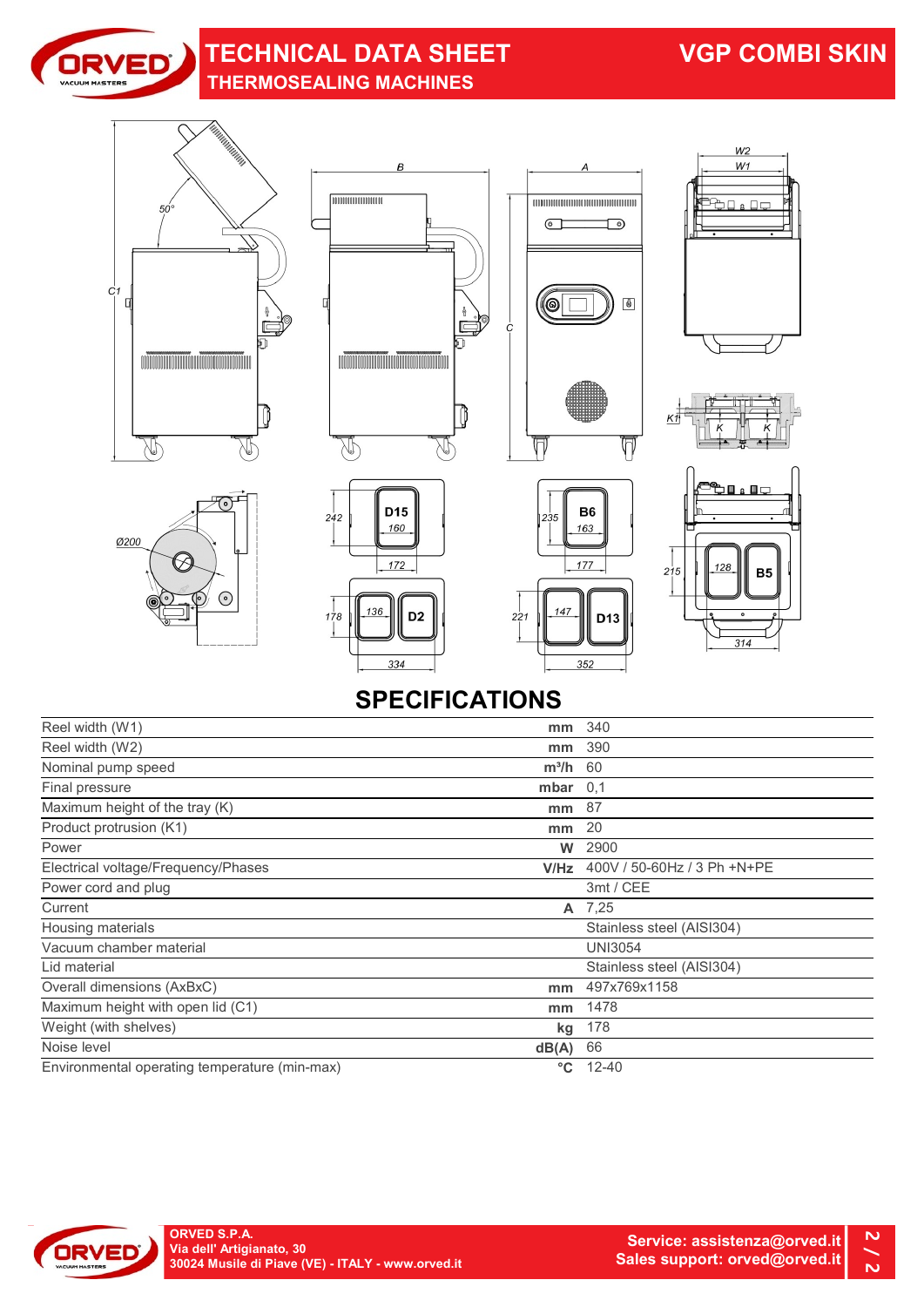# TECHNICAL DATA SHEET

## THERMOSEALING MACHINES

## VGP COMBI SKIN

50°
C1
B
A
C
W2
W1
K1
K
K
Ø200
D15
242
160
172
B6
235
163
177
215
128
B5
314
D2
178
136
334
D13
221
147
352

## SPECIFICATIONS

| | | |
|---|---|---|
| Reel width (W1) | mm | 340 |
| Reel width (W2) | mm | 390 |
| Nominal pump speed | m³/h | 60 |
| Final pressure | mbar | 0,1 |
| Maximum height of the tray (K) | mm | 87 |
| Product protrusion (K1) | mm | 20 |
| Power | W | 2900 |
| Electrical voltage/Frequency/Phases | V/Hz | 400V / 50-60Hz / 3 Ph +N+PE |
| Power cord and plug | | 3mt / CEE |
| Current | A | 7,25 |
| Housing materials | | Stainless steel (AISI304) |
| Vacuum chamber material | | UNI3054 |
| Lid material | | Stainless steel (AISI304) |
| Overall dimensions (AxBxC) | mm | 497x769x1158 |
| Maximum height with open lid (C1) | mm | 1478 |
| Weight (with shelves) | kg | 178 |
| Noise level | dB(A) | 66 |
| Environmental operating temperature (min-max) | °C | 12-40 |

ORVED S.P.A.
Via dell' Artigianato, 30
30024 Musile di Piave (VE) - ITALY - www.orved.it

Service: assistenza@orved.it
Sales support: orved@orved.it